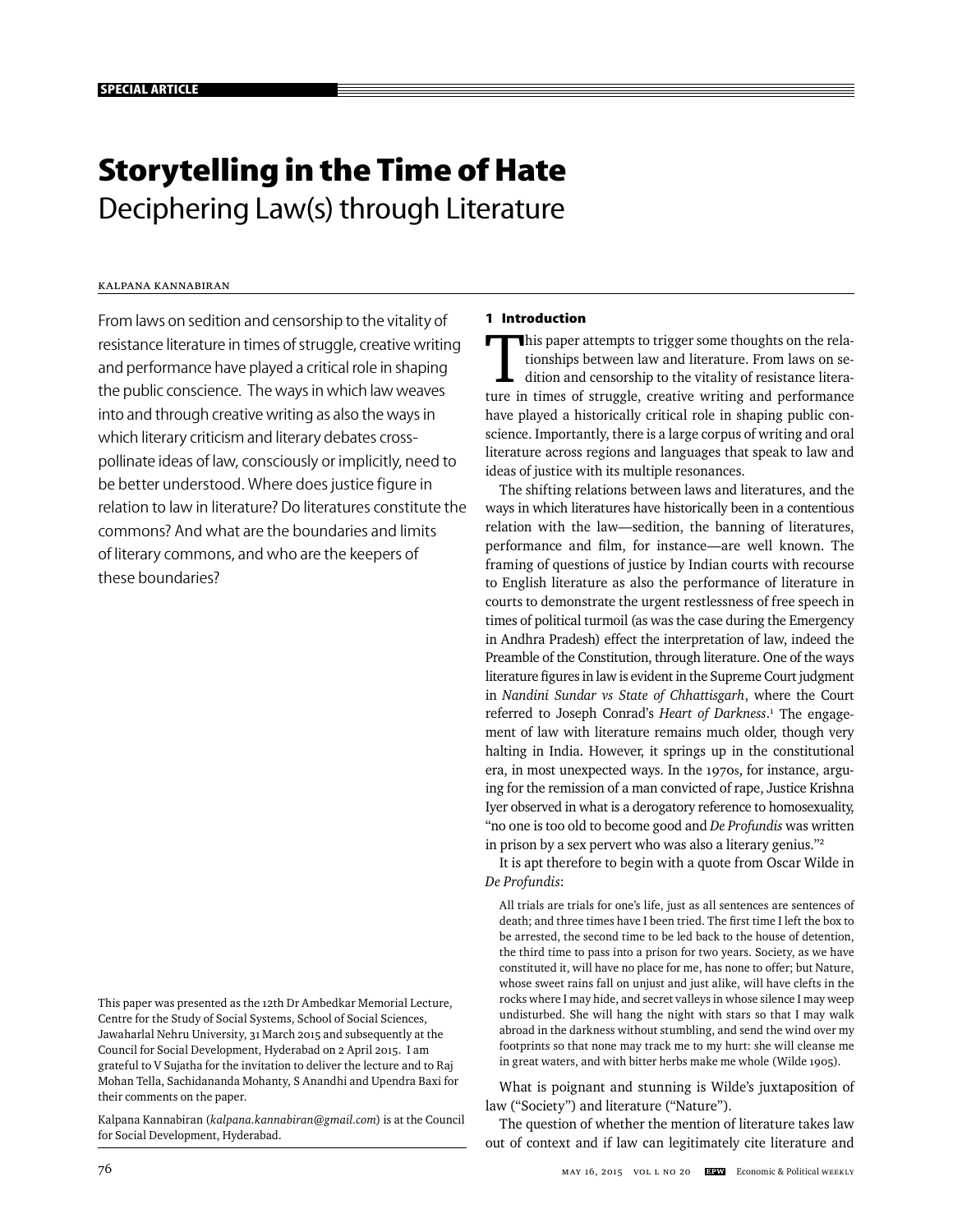SPECIAL ARTICLE

# Storytelling in the Time of Hate

## Deciphering Law(s) through Literature

KALPANA KANNABIRAN

From laws on sedition and censorship to the vitality of resistance literature in times of struggle, creative writing and performance have played a critical role in shaping the public conscience. The ways in which law weaves into and through creative writing as also the ways in which literary criticism and literary debates cross-pollinate ideas of law, consciously or implicitly, need to be better understood. Where does justice figure in relation to law in literature? Do literatures constitute the commons? And what are the boundaries and limits of literary commons, and who are the keepers of these boundaries?

This paper was presented as the 12th Dr Ambedkar Memorial Lecture, Centre for the Study of Social Systems, School of Social Sciences, Jawaharlal Nehru University, 31 March 2015 and subsequently at the Council for Social Development, Hyderabad on 2 April 2015. I am grateful to V Sujatha for the invitation to deliver the lecture and to Raj Mohan Tella, Sachidananda Mohanty, S Anandhi and Upendra Baxi for their comments on the paper.

Kalpana Kannabiran (*kalpana.kannabiran@gmail.com*) is at the Council for Social Development, Hyderabad.

### 1 Introduction

This paper attempts to trigger some thoughts on the relationships between law and literature. From laws on sedition and censorship to the vitality of resistance literature in times of struggle, creative writing and performance have played a historically critical role in shaping public conscience. Importantly, there is a large corpus of writing and oral literature across regions and languages that speak to law and ideas of justice with its multiple resonances.

The shifting relations between laws and literatures, and the ways in which literatures have historically been in a contentious relation with the law—sedition, the banning of literatures, performance and film, for instance—are well known. The framing of questions of justice by Indian courts with recourse to English literature as also the performance of literature in courts to demonstrate the urgent restlessness of free speech in times of political turmoil (as was the case during the Emergency in Andhra Pradesh) effect the interpretation of law, indeed the Preamble of the Constitution, through literature. One of the ways literature figures in law is evident in the Supreme Court judgment in *Nandini Sundar vs State of Chhattisgarh*, where the Court referred to Joseph Conrad's *Heart of Darkness*.[1] The engagement of law with literature remains much older, though very halting in India. However, it springs up in the constitutional era, in most unexpected ways. In the 1970s, for instance, arguing for the remission of a man convicted of rape, Justice Krishna Iyer observed in what is a derogatory reference to homosexuality, "no one is too old to become good and *De Profundis* was written in prison by a sex pervert who was also a literary genius."[2]

It is apt therefore to begin with a quote from Oscar Wilde in *De Profundis*:

> All trials are trials for one's life, just as all sentences are sentences of death; and three times have I been tried. The first time I left the box to be arrested, the second time to be led back to the house of detention, the third time to pass into a prison for two years. Society, as we have constituted it, will have no place for me, has none to offer; but Nature, whose sweet rains fall on unjust and just alike, will have clefts in the rocks where I may hide, and secret valleys in whose silence I may weep undisturbed. She will hang the night with stars so that I may walk abroad in the darkness without stumbling, and send the wind over my footprints so that none may track me to my hurt: she will cleanse me in great waters, and with bitter herbs make me whole (Wilde 1905).

What is poignant and stunning is Wilde's juxtaposition of law ("Society") and literature ("Nature").

The question of whether the mention of literature takes law out of context and if law can legitimately cite literature and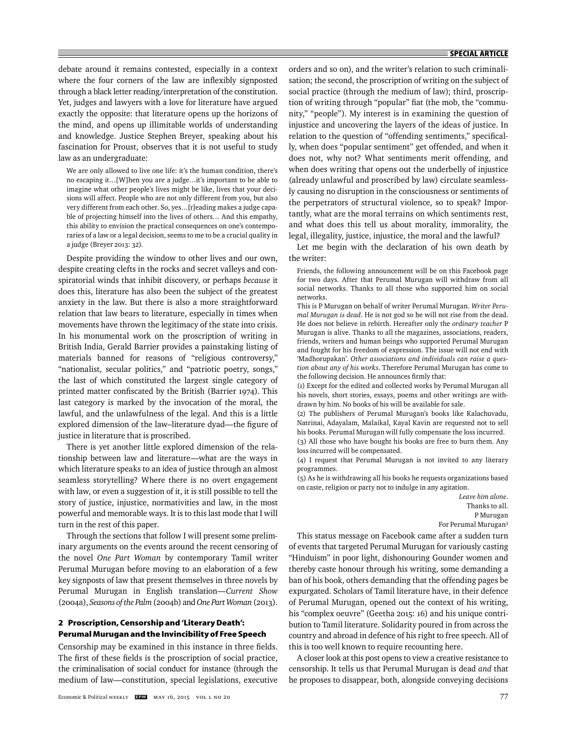debate around it remains contested, especially in a context where the four corners of the law are inflexibly signposted through a black letter reading/interpretation of the constitution. Yet, judges and lawyers with a love for literature have argued exactly the opposite: that literature opens up the horizons of the mind, and opens up illimitable worlds of understanding and knowledge. Justice Stephen Breyer, speaking about his fascination for Proust, observes that it is not useful to study law as an undergraduate:

> We are only allowed to live one life: it's the human condition, there's no escaping it…[W]hen you are a judge…it's important to be able to imagine what other people's lives might be like, lives that your decisions will affect. People who are not only different from you, but also very different from each other. So, yes…[r]eading makes a judge capable of projecting himself into the lives of others… And this empathy, this ability to envision the practical consequences on one's contemporaries of a law or a legal decision, seems to me to be a crucial quality in a judge (Breyer 2013: 32).

Despite providing the window to other lives and our own, despite creating clefts in the rocks and secret valleys and conspiratorial winds that inhibit discovery, or perhaps *because* it does this, literature has also been the subject of the greatest anxiety in the law. But there is also a more straightforward relation that law bears to literature, especially in times when movements have thrown the legitimacy of the state into crisis. In his monumental work on the proscription of writing in British India, Gerald Barrier provides a painstaking listing of materials banned for reasons of "religious controversy," "nationalist, secular politics," and "patriotic poetry, songs," the last of which constituted the largest single category of printed matter confiscated by the British (Barrier 1974). This last category is marked by the invocation of the moral, the lawful, and the unlawfulness of the legal. And this is a little explored dimension of the law–literature dyad—the figure of justice in literature that is proscribed.

There is yet another little explored dimension of the relationship between law and literature—what are the ways in which literature speaks to an idea of justice through an almost seamless storytelling? Where there is no overt engagement with law, or even a suggestion of it, it is still possible to tell the story of justice, injustice, normativities and law, in the most powerful and memorable ways. It is to this last mode that I will turn in the rest of this paper.

Through the sections that follow I will present some preliminary arguments on the events around the recent censoring of the novel *One Part Woman* by contemporary Tamil writer Perumal Murugan before moving to an elaboration of a few key signposts of law that present themselves in three novels by Perumal Murugan in English translation—*Current Show* (2004a), *Seasons of the Palm* (2004b) and *One Part Woman* (2013).

## 2 Proscription, Censorship and 'Literary Death': Perumal Murugan and the Invincibility of Free Speech

Censorship may be examined in this instance in three fields. The first of these fields is the proscription of social practice, the criminalisation of social conduct for instance (through the medium of law—constitution, special legislations, executive orders and so on), and the writer's relation to such criminalisation; the second, the proscription of writing on the subject of social practice (through the medium of law); third, proscription of writing through "popular" fiat (the mob, the "community," "people"). My interest is in examining the question of injustice and uncovering the layers of the ideas of justice. In relation to the question of "offending sentiments," specifically, when does "popular sentiment" get offended, and when it does not, why not? What sentiments merit offending, and when does writing that opens out the underbelly of injustice (already unlawful and proscribed by law) circulate seamlessly causing no disruption in the consciousness or sentiments of the perpetrators of structural violence, so to speak? Importantly, what are the moral terrains on which sentiments rest, and what does this tell us about morality, immorality, the legal, illegality, justice, injustice, the moral and the lawful?

Let me begin with the declaration of his own death by the writer:

> Friends, the following announcement will be on this Facebook page for two days. After that Perumal Murugan will withdraw from all social networks. Thanks to all those who supported him on social networks.
>
> This is P Murugan on behalf of writer Perumal Murugan. *Writer Perumal Murugan is dead*. He is not god so he will not rise from the dead. He does not believe in rebirth. Hereafter only the *ordinary teacher* P Murugan is alive. Thanks to all the magazines, associations, readers, friends, writers and human beings who supported Perumal Murugan and fought for his freedom of expression. The issue will not end with 'Madhorupakan'. *Other associations and individuals can raise a question about any of his works*. Therefore Perumal Murugan has come to the following decision. He announces firmly that:
>
> (1) Except for the edited and collected works by Perumal Murugan all his novels, short stories, essays, poems and other writings are withdrawn by him. No books of his will be available for sale.
>
> (2) The publishers of Perumal Murugan's books like Kalachuvadu, Natrinai, Adayalam, Malaikal, Kayal Kavin are requested not to sell his books. Perumal Murugan will fully compensate the loss incurred.
>
> (3) All those who have bought his books are free to burn them. Any loss incurred will be compensated.
>
> (4) I request that Perumal Murugan is not invited to any literary programmes.
>
> (5) As he is withdrawing all his books he requests organizations based on caste, religion or party not to indulge in any agitation.
>
> *Leave him alone*.
> Thanks to all.
> P Murugan
> For Perumal Murugan[3]

This status message on Facebook came after a sudden turn of events that targeted Perumal Murugan for variously casting "Hinduism" in poor light, dishonouring Gounder women and thereby caste honour through his writing, some demanding a ban of his book, others demanding that the offending pages be expurgated. Scholars of Tamil literature have, in their defence of Perumal Murugan, opened out the context of his writing, his "complex oeuvre" (Geetha 2015: 16) and his unique contribution to Tamil literature. Solidarity poured in from across the country and abroad in defence of his right to free speech. All of this is too well known to require recounting here.

A closer look at this post opens to view a creative resistance to censorship. It tells us that Perumal Murugan is dead *and* that he proposes to disappear, both, alongside conveying decisions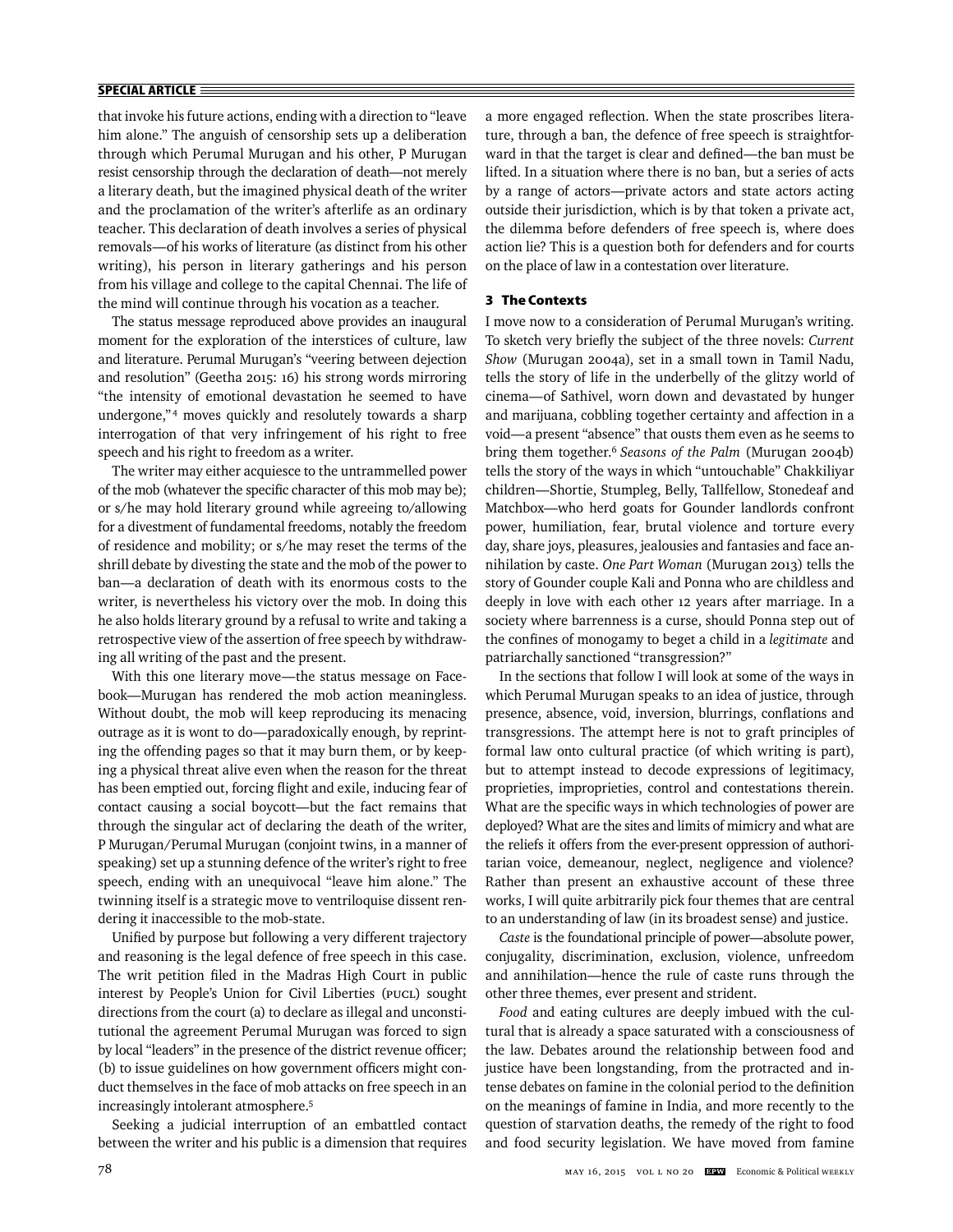that invoke his future actions, ending with a direction to "leave him alone." The anguish of censorship sets up a deliberation through which Perumal Murugan and his other, P Murugan resist censorship through the declaration of death—not merely a literary death, but the imagined physical death of the writer and the proclamation of the writer's afterlife as an ordinary teacher. This declaration of death involves a series of physical removals—of his works of literature (as distinct from his other writing), his person in literary gatherings and his person from his village and college to the capital Chennai. The life of the mind will continue through his vocation as a teacher.

The status message reproduced above provides an inaugural moment for the exploration of the interstices of culture, law and literature. Perumal Murugan's "veering between dejection and resolution" (Geetha 2015: 16) his strong words mirroring "the intensity of emotional devastation he seemed to have undergone,"[4] moves quickly and resolutely towards a sharp interrogation of that very infringement of his right to free speech and his right to freedom as a writer.

The writer may either acquiesce to the untrammelled power of the mob (whatever the specific character of this mob may be); or s/he may hold literary ground while agreeing to/allowing for a divestment of fundamental freedoms, notably the freedom of residence and mobility; or s/he may reset the terms of the shrill debate by divesting the state and the mob of the power to ban—a declaration of death with its enormous costs to the writer, is nevertheless his victory over the mob. In doing this he also holds literary ground by a refusal to write and taking a retrospective view of the assertion of free speech by withdrawing all writing of the past and the present.

With this one literary move—the status message on Facebook—Murugan has rendered the mob action meaningless. Without doubt, the mob will keep reproducing its menacing outrage as it is wont to do—paradoxically enough, by reprinting the offending pages so that it may burn them, or by keeping a physical threat alive even when the reason for the threat has been emptied out, forcing flight and exile, inducing fear of contact causing a social boycott—but the fact remains that through the singular act of declaring the death of the writer, P Murugan/Perumal Murugan (conjoint twins, in a manner of speaking) set up a stunning defence of the writer's right to free speech, ending with an unequivocal "leave him alone." The twinning itself is a strategic move to ventriloquise dissent rendering it inaccessible to the mob-state.

Unified by purpose but following a very different trajectory and reasoning is the legal defence of free speech in this case. The writ petition filed in the Madras High Court in public interest by People's Union for Civil Liberties (PUCL) sought directions from the court (a) to declare as illegal and unconstitutional the agreement Perumal Murugan was forced to sign by local "leaders" in the presence of the district revenue officer; (b) to issue guidelines on how government officers might conduct themselves in the face of mob attacks on free speech in an increasingly intolerant atmosphere.[5]

Seeking a judicial interruption of an embattled contact between the writer and his public is a dimension that requires a more engaged reflection. When the state proscribes literature, through a ban, the defence of free speech is straightforward in that the target is clear and defined—the ban must be lifted. In a situation where there is no ban, but a series of acts by a range of actors—private actors and state actors acting outside their jurisdiction, which is by that token a private act, the dilemma before defenders of free speech is, where does action lie? This is a question both for defenders and for courts on the place of law in a contestation over literature.

## 3 The Contexts

I move now to a consideration of Perumal Murugan's writing. To sketch very briefly the subject of the three novels: *Current Show* (Murugan 2004a), set in a small town in Tamil Nadu, tells the story of life in the underbelly of the glitzy world of cinema—of Sathivel, worn down and devastated by hunger and marijuana, cobbling together certainty and affection in a void—a present "absence" that ousts them even as he seems to bring them together.[6] *Seasons of the Palm* (Murugan 2004b) tells the story of the ways in which "untouchable" Chakkiliyar children—Shortie, Stumpleg, Belly, Tallfellow, Stonedeaf and Matchbox—who herd goats for Gounder landlords confront power, humiliation, fear, brutal violence and torture every day, share joys, pleasures, jealousies and fantasies and face annihilation by caste. *One Part Woman* (Murugan 2013) tells the story of Gounder couple Kali and Ponna who are childless and deeply in love with each other 12 years after marriage. In a society where barrenness is a curse, should Ponna step out of the confines of monogamy to beget a child in a *legitimate* and patriarchally sanctioned "transgression?"

In the sections that follow I will look at some of the ways in which Perumal Murugan speaks to an idea of justice, through presence, absence, void, inversion, blurrings, conflations and transgressions. The attempt here is not to graft principles of formal law onto cultural practice (of which writing is part), but to attempt instead to decode expressions of legitimacy, proprieties, improprieties, control and contestations therein. What are the specific ways in which technologies of power are deployed? What are the sites and limits of mimicry and what are the reliefs it offers from the ever-present oppression of authoritarian voice, demeanour, neglect, negligence and violence? Rather than present an exhaustive account of these three works, I will quite arbitrarily pick four themes that are central to an understanding of law (in its broadest sense) and justice.

*Caste* is the foundational principle of power—absolute power, conjugality, discrimination, exclusion, violence, unfreedom and annihilation—hence the rule of caste runs through the other three themes, ever present and strident.

*Food* and eating cultures are deeply imbued with the cultural that is already a space saturated with a consciousness of the law. Debates around the relationship between food and justice have been longstanding, from the protracted and intense debates on famine in the colonial period to the definition on the meanings of famine in India, and more recently to the question of starvation deaths, the remedy of the right to food and food security legislation. We have moved from famine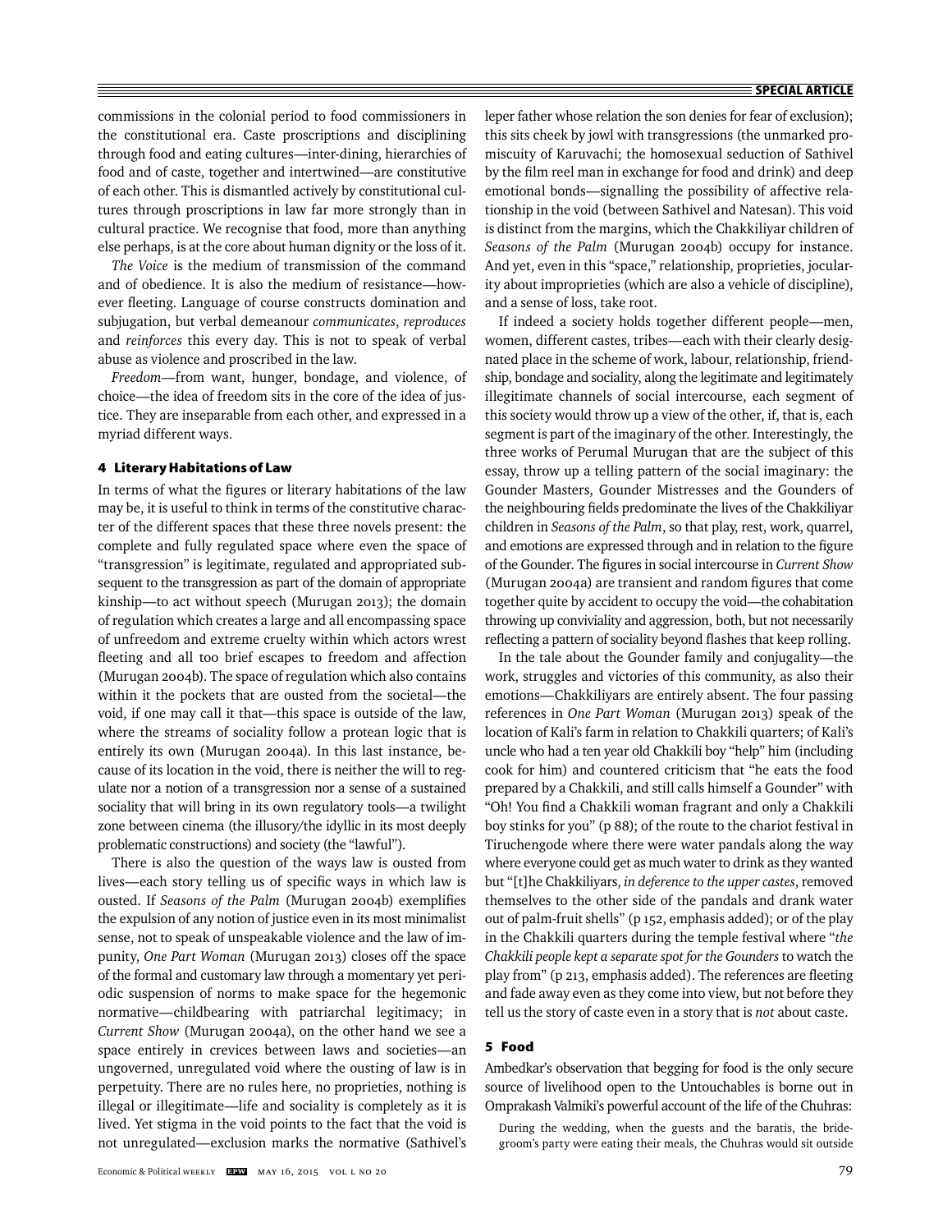commissions in the colonial period to food commissioners in the constitutional era. Caste proscriptions and disciplining through food and eating cultures—inter-dining, hierarchies of food and of caste, together and intertwined—are constitutive of each other. This is dismantled actively by constitutional cultures through proscriptions in law far more strongly than in cultural practice. We recognise that food, more than anything else perhaps, is at the core about human dignity or the loss of it.

*The Voice* is the medium of transmission of the command and of obedience. It is also the medium of resistance—however fleeting. Language of course constructs domination and subjugation, but verbal demeanour *communicates*, *reproduces* and *reinforces* this every day. This is not to speak of verbal abuse as violence and proscribed in the law.

*Freedom*—from want, hunger, bondage, and violence, of choice—the idea of freedom sits in the core of the idea of justice. They are inseparable from each other, and expressed in a myriad different ways.

## 4 Literary Habitations of Law

In terms of what the figures or literary habitations of the law may be, it is useful to think in terms of the constitutive character of the different spaces that these three novels present: the complete and fully regulated space where even the space of "transgression" is legitimate, regulated and appropriated subsequent to the transgression as part of the domain of appropriate kinship—to act without speech (Murugan 2013); the domain of regulation which creates a large and all encompassing space of unfreedom and extreme cruelty within which actors wrest fleeting and all too brief escapes to freedom and affection (Murugan 2004b). The space of regulation which also contains within it the pockets that are ousted from the societal—the void, if one may call it that—this space is outside of the law, where the streams of sociality follow a protean logic that is entirely its own (Murugan 2004a). In this last instance, because of its location in the void, there is neither the will to regulate nor a notion of a transgression nor a sense of a sustained sociality that will bring in its own regulatory tools—a twilight zone between cinema (the illusory/the idyllic in its most deeply problematic constructions) and society (the "lawful").

There is also the question of the ways law is ousted from lives—each story telling us of specific ways in which law is ousted. If *Seasons of the Palm* (Murugan 2004b) exemplifies the expulsion of any notion of justice even in its most minimalist sense, not to speak of unspeakable violence and the law of impunity, *One Part Woman* (Murugan 2013) closes off the space of the formal and customary law through a momentary yet periodic suspension of norms to make space for the hegemonic normative—childbearing with patriarchal legitimacy; in *Current Show* (Murugan 2004a), on the other hand we see a space entirely in crevices between laws and societies—an ungoverned, unregulated void where the ousting of law is in perpetuity. There are no rules here, no proprieties, nothing is illegal or illegitimate—life and sociality is completely as it is lived. Yet stigma in the void points to the fact that the void is not unregulated—exclusion marks the normative (Sathivel's leper father whose relation the son denies for fear of exclusion); this sits cheek by jowl with transgressions (the unmarked promiscuity of Karuvachi; the homosexual seduction of Sathivel by the film reel man in exchange for food and drink) and deep emotional bonds—signalling the possibility of affective relationship in the void (between Sathivel and Natesan). This void is distinct from the margins, which the Chakkiliyar children of *Seasons of the Palm* (Murugan 2004b) occupy for instance. And yet, even in this "space," relationship, proprieties, jocularity about improprieties (which are also a vehicle of discipline), and a sense of loss, take root.

If indeed a society holds together different people—men, women, different castes, tribes—each with their clearly designated place in the scheme of work, labour, relationship, friendship, bondage and sociality, along the legitimate and legitimately illegitimate channels of social intercourse, each segment of this society would throw up a view of the other, if, that is, each segment is part of the imaginary of the other. Interestingly, the three works of Perumal Murugan that are the subject of this essay, throw up a telling pattern of the social imaginary: the Gounder Masters, Gounder Mistresses and the Gounders of the neighbouring fields predominate the lives of the Chakkiliyar children in *Seasons of the Palm*, so that play, rest, work, quarrel, and emotions are expressed through and in relation to the figure of the Gounder. The figures in social intercourse in *Current Show* (Murugan 2004a) are transient and random figures that come together quite by accident to occupy the void—the cohabitation throwing up conviviality and aggression, both, but not necessarily reflecting a pattern of sociality beyond flashes that keep rolling.

In the tale about the Gounder family and conjugality—the work, struggles and victories of this community, as also their emotions—Chakkiliyars are entirely absent. The four passing references in *One Part Woman* (Murugan 2013) speak of the location of Kali's farm in relation to Chakkili quarters; of Kali's uncle who had a ten year old Chakkili boy "help" him (including cook for him) and countered criticism that "he eats the food prepared by a Chakkili, and still calls himself a Gounder" with "Oh! You find a Chakkili woman fragrant and only a Chakkili boy stinks for you" (p 88); of the route to the chariot festival in Tiruchengode where there were water pandals along the way where everyone could get as much water to drink as they wanted but "[t]he Chakkiliyars, *in deference to the upper castes*, removed themselves to the other side of the pandals and drank water out of palm-fruit shells" (p 152, emphasis added); or of the play in the Chakkili quarters during the temple festival where "*the Chakkili people kept a separate spot for the Gounders* to watch the play from" (p 213, emphasis added). The references are fleeting and fade away even as they come into view, but not before they tell us the story of caste even in a story that is *not* about caste.

## 5 Food

Ambedkar's observation that begging for food is the only secure source of livelihood open to the Untouchables is borne out in Omprakash Valmiki's powerful account of the life of the Chuhras:

> During the wedding, when the guests and the baratis, the bridegroom's party were eating their meals, the Chuhras would sit outside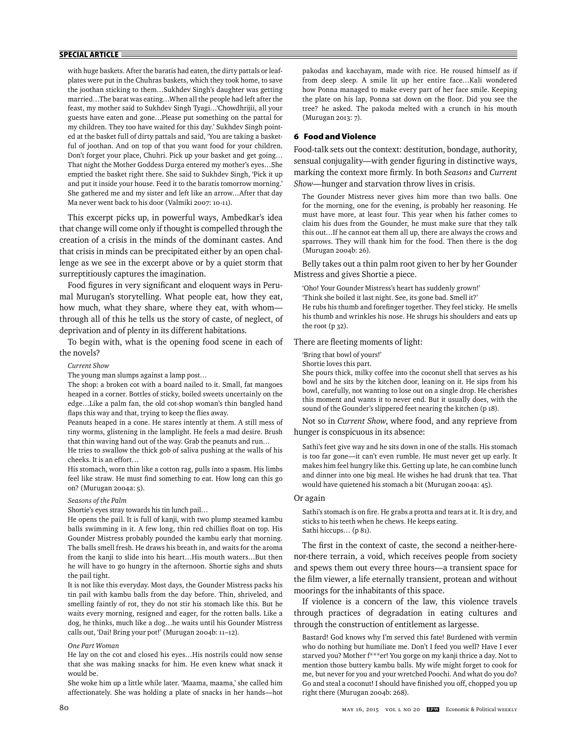with huge baskets. After the baratis had eaten, the dirty pattals or leaf-plates were put in the Chuhras baskets, which they took home, to save the joothan sticking to them…Sukhdev Singh's daughter was getting married…The barat was eating…When all the people had left after the feast, my mother said to Sukhdev Singh Tyagi…'Chowdhrijii, all your guests have eaten and gone…Please put something on the pattal for my children. They too have waited for this day.' Sukhdev Singh pointed at the basket full of dirty pattals and said, 'You are taking a basketful of joothan. And on top of that you want food for your children. Don't forget your place, Chuhri. Pick up your basket and get going… That night the Mother Goddess Durga entered my mother's eyes…She emptied the basket right there. She said to Sukhdev Singh, 'Pick it up and put it inside your house. Feed it to the baratis tomorrow morning.' She gathered me and my sister and left like an arrow…After that day Ma never went back to his door (Valmiki 2007: 10-11).

This excerpt picks up, in powerful ways, Ambedkar's idea that change will come only if thought is compelled through the creation of a crisis in the minds of the dominant castes. And that crisis in minds can be precipitated either by an open challenge as we see in the excerpt above or by a quiet storm that surreptitiously captures the imagination.

Food figures in very significant and eloquent ways in Perumal Murugan's storytelling. What people eat, how they eat, how much, what they share, where they eat, with whom—through all of this he tells us the story of caste, of neglect, of deprivation and of plenty in its different habitations.

To begin with, what is the opening food scene in each of the novels?

> *Current Show*
>
> The young man slumps against a lamp post…
>
> The shop: a broken cot with a board nailed to it. Small, fat mangoes heaped in a corner. Bottles of sticky, boiled sweets uncertainly on the edge…Like a palm fan, the old cot-shop woman's thin bangled hand flaps this way and that, trying to keep the flies away.
>
> Peanuts heaped in a cone. He stares intently at them. A still mess of tiny worms, glistening in the lamplight. He feels a mad desire. Brush that thin waving hand out of the way. Grab the peanuts and run…
>
> He tries to swallow the thick gob of saliva pushing at the walls of his cheeks. It is an effort…
>
> His stomach, worn thin like a cotton rag, pulls into a spasm. His limbs feel like straw. He must find something to eat. How long can this go on? (Murugan 2004a: 5).
>
> *Seasons of the Palm*
>
> Shortie's eyes stray towards his tin lunch pail…
>
> He opens the pail. It is full of kanji, with two plump steamed kambu balls swimming in it. A few long, thin red chillies float on top. His Gounder Mistress probably pounded the kambu early that morning. The balls smell fresh. He draws his breath in, and waits for the aroma from the kanji to slide into his heart…His mouth waters…But then he will have to go hungry in the afternoon. Shortie sighs and shuts the pail tight.
>
> It is not like this everyday. Most days, the Gounder Mistress packs his tin pail with kambu balls from the day before. Thin, shriveled, and smelling faintly of rot, they do not stir his stomach like this. But he waits every morning, resigned and eager, for the rotten balls. Like a dog, he thinks, much like a dog…he waits until his Gounder Mistress calls out, 'Dai! Bring your pot!' (Murugan 2004b: 11–12).
>
> *One Part Woman*
>
> He lay on the cot and closed his eyes…His nostrils could now sense that she was making snacks for him. He even knew what snack it would be.
>
> She woke him up a little while later. 'Maama, maama,' she called him affectionately. She was holding a plate of snacks in her hands—hot pakodas and kacchayam, made with rice. He roused himself as if from deep sleep. A smile lit up her entire face…Kali wondered how Ponna managed to make every part of her face smile. Keeping the plate on his lap, Ponna sat down on the floor. Did you see the tree? he asked. The pakoda melted with a crunch in his mouth (Murugan 2013: 7).

## 6 Food and Violence

Food-talk sets out the context: destitution, bondage, authority, sensual conjugality—with gender figuring in distinctive ways, marking the context more firmly. In both *Seasons* and *Current Show*—hunger and starvation throw lives in crisis.

> The Gounder Mistress never gives him more than two balls. One for the morning, one for the evening, is probably her reasoning. He must have more, at least four. This year when his father comes to claim his dues from the Gounder, he must make sure that they talk this out…If he cannot eat them all up, there are always the crows and sparrows. They will thank him for the food. Then there is the dog (Murugan 2004b: 26).

Belly takes out a thin palm root given to her by her Gounder Mistress and gives Shortie a piece.

> 'Oho! Your Gounder Mistress's heart has suddenly grown!'
>
> 'Think she boiled it last night. See, its gone bad. Smell it?'
>
> He rubs his thumb and forefinger together. They feel sticky. He smells his thumb and wrinkles his nose. He shrugs his shoulders and eats up the root (p 32).

There are fleeting moments of light:

> 'Bring that bowl of yours!'
>
> Shortie loves this part.
>
> She pours thick, milky coffee into the coconut shell that serves as his bowl and he sits by the kitchen door, leaning on it. He sips from his bowl, carefully, not wanting to lose out on a single drop. He cherishes this moment and wants it to never end. But it usually does, with the sound of the Gounder's slippered feet nearing the kitchen (p 18).

Not so in *Current Show*, where food, and any reprieve from hunger is conspicuous in its absence:

> Sathi's feet give way and he sits down in one of the stalls. His stomach is too far gone—it can't even rumble. He must never get up early. It makes him feel hungry like this. Getting up late, he can combine lunch and dinner into one big meal. He wishes he had drunk that tea. That would have quietened his stomach a bit (Murugan 2004a: 45).

Or again

> Sathi's stomach is on fire. He grabs a protta and tears at it. It is dry, and sticks to his teeth when he chews. He keeps eating.
>
> Sathi hiccups… (p 81).

The first in the context of caste, the second a neither-here-nor-there terrain, a void, which receives people from society and spews them out every three hours—a transient space for the film viewer, a life eternally transient, protean and without moorings for the inhabitants of this space.

If violence is a concern of the law, this violence travels through practices of degradation in eating cultures and through the construction of entitlement as largesse.

> Bastard! God knows why I'm served this fate! Burdened with vermin who do nothing but humiliate me. Don't I feed you well? Have I ever starved you? Mother f***er! You gorge on my kanji thrice a day. Not to mention those buttery kambu balls. My wife might forget to cook for me, but never for you and your wretched Poochi. And what do you do? Go and steal a coconut! I should have finished you off, chopped you up right there (Murugan 2004b: 268).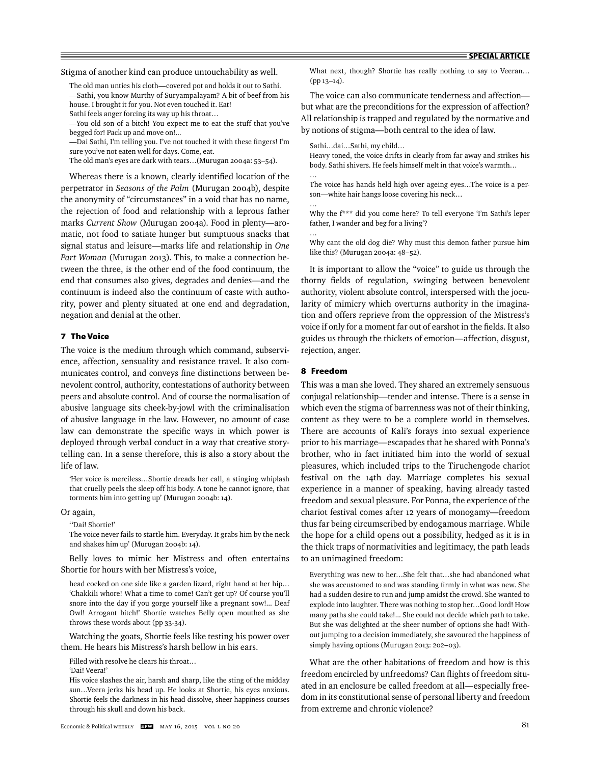Stigma of another kind can produce untouchability as well.

> The old man unties his cloth—covered pot and holds it out to Sathi.
> —Sathi, you know Murthy of Suryampalayam? A bit of beef from his house. I brought it for you. Not even touched it. Eat!
> Sathi feels anger forcing its way up his throat…
> —You old son of a bitch! You expect me to eat the stuff that you've begged for! Pack up and move on!...
> —Dai Sathi, I'm telling you. I've not touched it with these fingers! I'm sure you've not eaten well for days. Come, eat.
> The old man's eyes are dark with tears…(Murugan 2004a: 53–54).

Whereas there is a known, clearly identified location of the perpetrator in *Seasons of the Palm* (Murugan 2004b), despite the anonymity of "circumstances" in a void that has no name, the rejection of food and relationship with a leprous father marks *Current Show* (Murugan 2004a). Food in plenty—aromatic, not food to satiate hunger but sumptuous snacks that signal status and leisure—marks life and relationship in *One Part Woman* (Murugan 2013). This, to make a connection between the three, is the other end of the food continuum, the end that consumes also gives, degrades and denies—and the continuum is indeed also the continuum of caste with authority, power and plenty situated at one end and degradation, negation and denial at the other.

## 7 The Voice

The voice is the medium through which command, subservience, affection, sensuality and resistance travel. It also communicates control, and conveys fine distinctions between benevolent control, authority, contestations of authority between peers and absolute control. And of course the normalisation of abusive language sits cheek-by-jowl with the criminalisation of abusive language in the law. However, no amount of case law can demonstrate the specific ways in which power is deployed through verbal conduct in a way that creative storytelling can. In a sense therefore, this is also a story about the life of law.

> 'Her voice is merciless…Shortie dreads her call, a stinging whiplash that cruelly peels the sleep off his body. A tone he cannot ignore, that torments him into getting up' (Murugan 2004b: 14).

Or again,

> ''Dai! Shortie!'
> The voice never fails to startle him. Everyday. It grabs him by the neck and shakes him up' (Murugan 2004b: 14).

Belly loves to mimic her Mistress and often entertains Shortie for hours with her Mistress's voice,

> head cocked on one side like a garden lizard, right hand at her hip… 'Chakkili whore! What a time to come! Can't get up? Of course you'll snore into the day if you gorge yourself like a pregnant sow!... Deaf Owl! Arrogant bitch!' Shortie watches Belly open mouthed as she throws these words about (pp 33-34).

Watching the goats, Shortie feels like testing his power over them. He hears his Mistress's harsh bellow in his ears.

> Filled with resolve he clears his throat…
> 'Dai! Veera!'
> His voice slashes the air, harsh and sharp, like the sting of the midday sun…Veera jerks his head up. He looks at Shortie, his eyes anxious. Shortie feels the darkness in his head dissolve, sheer happiness courses through his skull and down his back.
> What next, though? Shortie has really nothing to say to Veeran… (pp 13–14).

The voice can also communicate tenderness and affection—but what are the preconditions for the expression of affection? All relationship is trapped and regulated by the normative and by notions of stigma—both central to the idea of law.

> Sathi…dai…Sathi, my child…
> Heavy toned, the voice drifts in clearly from far away and strikes his body. Sathi shivers. He feels himself melt in that voice's warmth…
> …
> The voice has hands held high over ageing eyes…The voice is a person—white hair hangs loose covering his neck…
> …
> Why the f*** did you come here? To tell everyone 'I'm Sathi's leper father, I wander and beg for a living'?
> …
> Why cant the old dog die? Why must this demon father pursue him like this? (Murugan 2004a: 48–52).

It is important to allow the "voice" to guide us through the thorny fields of regulation, swinging between benevolent authority, violent absolute control, interspersed with the jocularity of mimicry which overturns authority in the imagination and offers reprieve from the oppression of the Mistress's voice if only for a moment far out of earshot in the fields. It also guides us through the thickets of emotion—affection, disgust, rejection, anger.

## 8 Freedom

This was a man she loved. They shared an extremely sensuous conjugal relationship—tender and intense. There is a sense in which even the stigma of barrenness was not of their thinking, content as they were to be a complete world in themselves. There are accounts of Kali's forays into sexual experience prior to his marriage—escapades that he shared with Ponna's brother, who in fact initiated him into the world of sexual pleasures, which included trips to the Tiruchengode chariot festival on the 14th day. Marriage completes his sexual experience in a manner of speaking, having already tasted freedom and sexual pleasure. For Ponna, the experience of the chariot festival comes after 12 years of monogamy—freedom thus far being circumscribed by endogamous marriage. While the hope for a child opens out a possibility, hedged as it is in the thick traps of normativities and legitimacy, the path leads to an unimagined freedom:

> Everything was new to her…She felt that…she had abandoned what she was accustomed to and was standing firmly in what was new. She had a sudden desire to run and jump amidst the crowd. She wanted to explode into laughter. There was nothing to stop her…Good lord! How many paths she could take!... She could not decide which path to take. But she was delighted at the sheer number of options she had! Without jumping to a decision immediately, she savoured the happiness of simply having options (Murugan 2013: 202–03).

What are the other habitations of freedom and how is this freedom encircled by unfreedoms? Can flights of freedom situated in an enclosure be called freedom at all—especially freedom in its constitutional sense of personal liberty and freedom from extreme and chronic violence?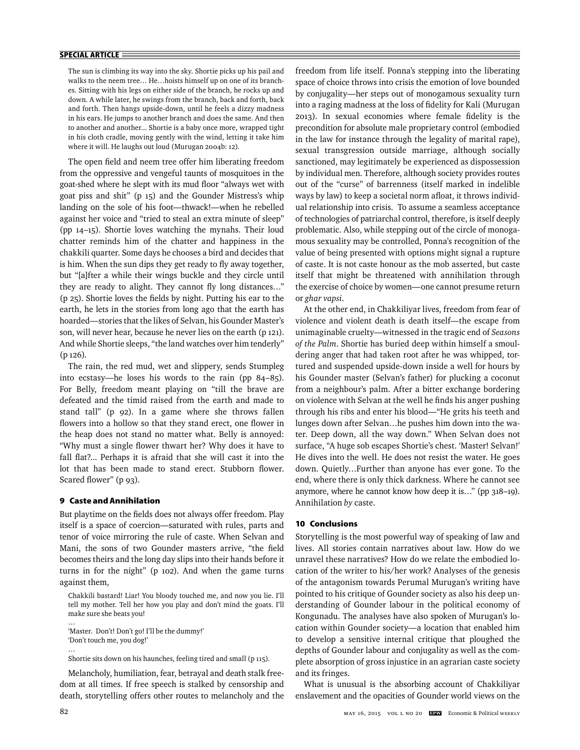> The sun is climbing its way into the sky. Shortie picks up his pail and walks to the neem tree… He…hoists himself up on one of its branches. Sitting with his legs on either side of the branch, he rocks up and down. A while later, he swings from the branch, back and forth, back and forth. Then hangs upside-down, until he feels a dizzy madness in his ears. He jumps to another branch and does the same. And then to another and another… Shortie is a baby once more, wrapped tight in his cloth cradle, moving gently with the wind, letting it take him where it will. He laughs out loud (Murugan 2004b: 12).

The open field and neem tree offer him liberating freedom from the oppressive and vengeful taunts of mosquitoes in the goat-shed where he slept with its mud floor "always wet with goat piss and shit" (p 15) and the Gounder Mistress's whip landing on the sole of his foot—thwack!—when he rebelled against her voice and "tried to steal an extra minute of sleep" (pp 14–15). Shortie loves watching the mynahs. Their loud chatter reminds him of the chatter and happiness in the chakkili quarter. Some days he chooses a bird and decides that is him. When the sun dips they get ready to fly away together, but "[a]fter a while their wings buckle and they circle until they are ready to alight. They cannot fly long distances…" (p 25). Shortie loves the fields by night. Putting his ear to the earth, he lets in the stories from long ago that the earth has hoarded—stories that the likes of Selvan, his Gounder Master's son, will never hear, because he never lies on the earth (p 121). And while Shortie sleeps, "the land watches over him tenderly" (p 126).

The rain, the red mud, wet and slippery, sends Stumpleg into ecstasy—he loses his words to the rain (pp 84–85). For Belly, freedom meant playing on "till the brave are defeated and the timid raised from the earth and made to stand tall" (p 92). In a game where she throws fallen flowers into a hollow so that they stand erect, one flower in the heap does not stand no matter what. Belly is annoyed: "Why must a single flower thwart her? Why does it have to fall flat?… Perhaps it is afraid that she will cast it into the lot that has been made to stand erect. Stubborn flower. Scared flower" (p 93).

## 9 Caste and Annihilation

But playtime on the fields does not always offer freedom. Play itself is a space of coercion—saturated with rules, parts and tenor of voice mirroring the rule of caste. When Selvan and Mani, the sons of two Gounder masters arrive, "the field becomes theirs and the long day slips into their hands before it turns in for the night" (p 102). And when the game turns against them,

> Chakkili bastard! Liar! You bloody touched me, and now you lie. I'll tell my mother. Tell her how you play and don't mind the goats. I'll make sure she beats you!
>
> …
>
> 'Master. Don't! Don't go! I'll be the dummy!'
>
> 'Don't touch me, you dog!'
>
> …
>
> Shortie sits down on his haunches, feeling tired and small (p 115).

Melancholy, humiliation, fear, betrayal and death stalk freedom at all times. If free speech is stalked by censorship and death, storytelling offers other routes to melancholy and the freedom from life itself. Ponna's stepping into the liberating space of choice throws into crisis the emotion of love bounded by conjugality—her steps out of monogamous sexuality turn into a raging madness at the loss of fidelity for Kali (Murugan 2013). In sexual economies where female fidelity is the precondition for absolute male proprietary control (embodied in the law for instance through the legality of marital rape), sexual transgression outside marriage, although socially sanctioned, may legitimately be experienced as dispossession by individual men. Therefore, although society provides routes out of the "curse" of barrenness (itself marked in indelible ways by law) to keep a societal norm afloat, it throws individual relationship into crisis. To assume a seamless acceptance of technologies of patriarchal control, therefore, is itself deeply problematic. Also, while stepping out of the circle of monogamous sexuality may be controlled, Ponna's recognition of the value of being presented with options might signal a rupture of caste. It is not caste honour as the mob asserted, but caste itself that might be threatened with annihilation through the exercise of choice by women—one cannot presume return or *ghar vapsi*.

At the other end, in Chakkiliyar lives, freedom from fear of violence and violent death is death itself—the escape from unimaginable cruelty—witnessed in the tragic end of *Seasons of the Palm*. Shortie has buried deep within himself a smouldering anger that had taken root after he was whipped, tortured and suspended upside-down inside a well for hours by his Gounder master (Selvan's father) for plucking a coconut from a neighbour's palm. After a bitter exchange bordering on violence with Selvan at the well he finds his anger pushing through his ribs and enter his blood—"He grits his teeth and lunges down after Selvan…he pushes him down into the water. Deep down, all the way down." When Selvan does not surface, "A huge sob escapes Shortie's chest. 'Master! Selvan!' He dives into the well. He does not resist the water. He goes down. Quietly…Further than anyone has ever gone. To the end, where there is only thick darkness. Where he cannot see anymore, where he cannot know how deep it is…" (pp 318–19). Annihilation *by* caste.

## 10 Conclusions

Storytelling is the most powerful way of speaking of law and lives. All stories contain narratives about law. How do we unravel these narratives? How do we relate the embodied location of the writer to his/her work? Analyses of the genesis of the antagonism towards Perumal Murugan's writing have pointed to his critique of Gounder society as also his deep understanding of Gounder labour in the political economy of Kongunadu. The analyses have also spoken of Murugan's location within Gounder society—a location that enabled him to develop a sensitive internal critique that ploughed the depths of Gounder labour and conjugality as well as the complete absorption of gross injustice in an agrarian caste society and its fringes.

What is unusual is the absorbing account of Chakkiliyar enslavement and the opacities of Gounder world views on the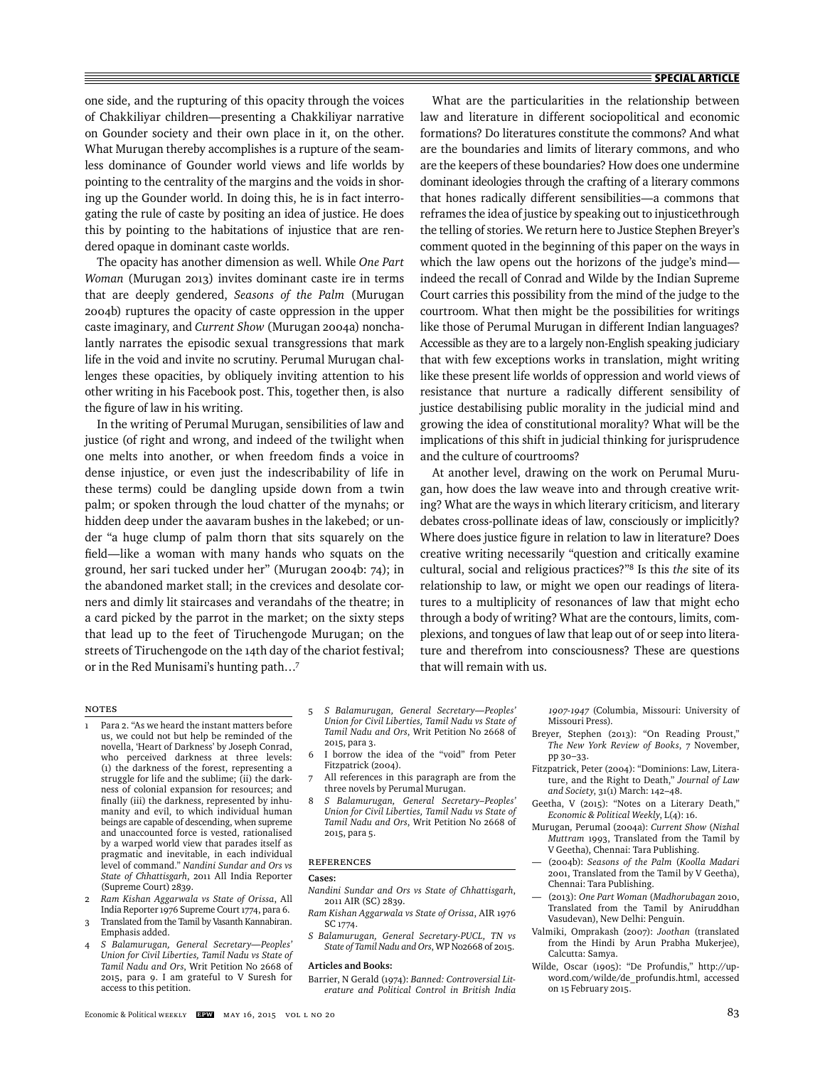one side, and the rupturing of this opacity through the voices of Chakkiliyar children—presenting a Chakkiliyar narrative on Gounder society and their own place in it, on the other. What Murugan thereby accomplishes is a rupture of the seamless dominance of Gounder world views and life worlds by pointing to the centrality of the margins and the voids in shoring up the Gounder world. In doing this, he is in fact interrogating the rule of caste by positing an idea of justice. He does this by pointing to the habitations of injustice that are rendered opaque in dominant caste worlds.

The opacity has another dimension as well. While *One Part Woman* (Murugan 2013) invites dominant caste ire in terms that are deeply gendered, *Seasons of the Palm* (Murugan 2004b) ruptures the opacity of caste oppression in the upper caste imaginary, and *Current Show* (Murugan 2004a) nonchalantly narrates the episodic sexual transgressions that mark life in the void and invite no scrutiny. Perumal Murugan challenges these opacities, by obliquely inviting attention to his other writing in his Facebook post. This, together then, is also the figure of law in his writing.

In the writing of Perumal Murugan, sensibilities of law and justice (of right and wrong, and indeed of the twilight when one melts into another, or when freedom finds a voice in dense injustice, or even just the indescribability of life in these terms) could be dangling upside down from a twin palm; or spoken through the loud chatter of the mynahs; or hidden deep under the aavaram bushes in the lakebed; or under "a huge clump of palm thorn that sits squarely on the field—like a woman with many hands who squats on the ground, her sari tucked under her" (Murugan 2004b: 74); in the abandoned market stall; in the crevices and desolate corners and dimly lit staircases and verandahs of the theatre; in a card picked by the parrot in the market; on the sixty steps that lead up to the feet of Tiruchengode Murugan; on the streets of Tiruchengode on the 14th day of the chariot festival; or in the Red Munisami's hunting path…[7]

What are the particularities in the relationship between law and literature in different sociopolitical and economic formations? Do literatures constitute the commons? And what are the boundaries and limits of literary commons, and who are the keepers of these boundaries? How does one undermine dominant ideologies through the crafting of a literary commons that hones radically different sensibilities—a commons that reframes the idea of justice by speaking out to injusticethrough the telling of stories. We return here to Justice Stephen Breyer's comment quoted in the beginning of this paper on the ways in which the law opens out the horizons of the judge's mind—indeed the recall of Conrad and Wilde by the Indian Supreme Court carries this possibility from the mind of the judge to the courtroom. What then might be the possibilities for writings like those of Perumal Murugan in different Indian languages? Accessible as they are to a largely non-English speaking judiciary that with few exceptions works in translation, might writing like these present life worlds of oppression and world views of resistance that nurture a radically different sensibility of justice destabilising public morality in the judicial mind and growing the idea of constitutional morality? What will be the implications of this shift in judicial thinking for jurisprudence and the culture of courtrooms?

At another level, drawing on the work on Perumal Murugan, how does the law weave into and through creative writing? What are the ways in which literary criticism, and literary debates cross-pollinate ideas of law, consciously or implicitly? Where does justice figure in relation to law in literature? Does creative writing necessarily "question and critically examine cultural, social and religious practices?"[8] Is this *the* site of its relationship to law, or might we open our readings of literatures to a multiplicity of resonances of law that might echo through a body of writing? What are the contours, limits, complexions, and tongues of law that leap out of or seep into literature and therefrom into consciousness? These are questions that will remain with us.

## Notes

1 Para 2. "As we heard the instant matters before us, we could not but help be reminded of the novella, 'Heart of Darkness' by Joseph Conrad, who perceived darkness at three levels: (1) the darkness of the forest, representing a struggle for life and the sublime; (ii) the darkness of colonial expansion for resources; and finally (iii) the darkness, represented by inhumanity and evil, to which individual human beings are capable of descending, when supreme and unaccounted force is vested, rationalised by a warped world view that parades itself as pragmatic and inevitable, in each individual level of command." *Nandini Sundar and Ors vs State of Chhattisgarh*, 2011 All India Reporter (Supreme Court) 2839.

2 *Ram Kishan Aggarwala vs State of Orissa*, All India Reporter 1976 Supreme Court 1774, para 6.

3 Translated from the Tamil by Vasanth Kannabiran. Emphasis added.

4 *S Balamurugan, General Secretary—Peoples' Union for Civil Liberties, Tamil Nadu vs State of Tamil Nadu and Ors*, Writ Petition No 2668 of 2015, para 9. I am grateful to V Suresh for access to this petition.

5 *S Balamurugan, General Secretary—Peoples' Union for Civil Liberties, Tamil Nadu vs State of Tamil Nadu and Ors*, Writ Petition No 2668 of 2015, para 3.

6 I borrow the idea of the "void" from Peter Fitzpatrick (2004).

7 All references in this paragraph are from the three novels by Perumal Murugan.

8 *S Balamurugan, General Secretary–Peoples' Union for Civil Liberties, Tamil Nadu vs State of Tamil Nadu and Ors*, Writ Petition No 2668 of 2015, para 5.

## References

**Cases:**

*Nandini Sundar and Ors vs State of Chhattisgarh*, 2011 AIR (SC) 2839.

*Ram Kishan Aggarwala vs State of Orissa*, AIR 1976 SC 1774.

*S Balamurugan, General Secretary-PUCL, TN vs State of Tamil Nadu and Ors*, WP No2668 of 2015.

**Articles and Books:**

Barrier, N Gerald (1974): *Banned: Controversial Literature and Political Control in British India 1907-1947* (Columbia, Missouri: University of Missouri Press).

Breyer, Stephen (2013): "On Reading Proust," *The New York Review of Books*, 7 November, pp 30–33.

Fitzpatrick, Peter (2004): "Dominions: Law, Literature, and the Right to Death," *Journal of Law and Society*, 31(1) March: 142–48.

Geetha, V (2015): "Notes on a Literary Death," *Economic & Political Weekly*, L(4): 16.

Murugan, Perumal (2004a): *Current Show* (*Nizhal Muttram* 1993, Translated from the Tamil by V Geetha), Chennai: Tara Publishing.

— (2004b): *Seasons of the Palm* (*Koolla Madari* 2001, Translated from the Tamil by V Geetha), Chennai: Tara Publishing.

— (2013): *One Part Woman* (*Madhorubagan* 2010, Translated from the Tamil by Aniruddhan Vasudevan), New Delhi: Penguin.

Valmiki, Omprakash (2007): *Joothan* (translated from the Hindi by Arun Prabha Mukerjee), Calcutta: Samya.

Wilde, Oscar (1905): "De Profundis," http://upword.com/wilde/de_profundis.html, accessed on 15 February 2015.